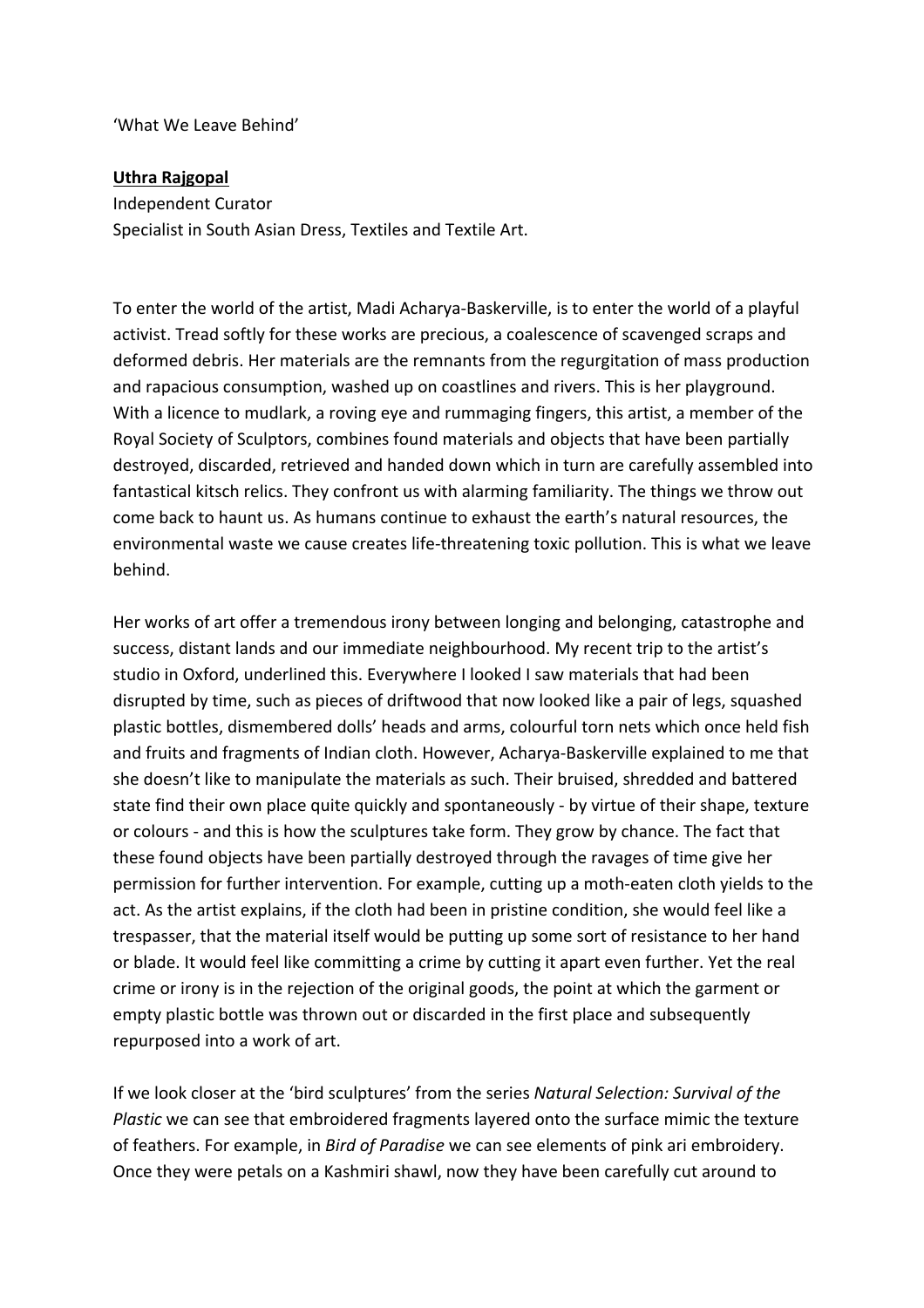'What We Leave Behind'

**Uthra Rajgopal**
Independent Curator
Specialist in South Asian Dress, Textiles and Textile Art.

To enter the world of the artist, Madi Acharya-Baskerville, is to enter the world of a playful activist. Tread softly for these works are precious, a coalescence of scavenged scraps and deformed debris. Her materials are the remnants from the regurgitation of mass production and rapacious consumption, washed up on coastlines and rivers. This is her playground. With a licence to mudlark, a roving eye and rummaging fingers, this artist, a member of the Royal Society of Sculptors, combines found materials and objects that have been partially destroyed, discarded, retrieved and handed down which in turn are carefully assembled into fantastical kitsch relics. They confront us with alarming familiarity. The things we throw out come back to haunt us. As humans continue to exhaust the earth's natural resources, the environmental waste we cause creates life-threatening toxic pollution. This is what we leave behind.

Her works of art offer a tremendous irony between longing and belonging, catastrophe and success, distant lands and our immediate neighbourhood. My recent trip to the artist's studio in Oxford, underlined this. Everywhere I looked I saw materials that had been disrupted by time, such as pieces of driftwood that now looked like a pair of legs, squashed plastic bottles, dismembered dolls' heads and arms, colourful torn nets which once held fish and fruits and fragments of Indian cloth. However, Acharya-Baskerville explained to me that she doesn't like to manipulate the materials as such. Their bruised, shredded and battered state find their own place quite quickly and spontaneously - by virtue of their shape, texture or colours - and this is how the sculptures take form. They grow by chance. The fact that these found objects have been partially destroyed through the ravages of time give her permission for further intervention. For example, cutting up a moth-eaten cloth yields to the act. As the artist explains, if the cloth had been in pristine condition, she would feel like a trespasser, that the material itself would be putting up some sort of resistance to her hand or blade. It would feel like committing a crime by cutting it apart even further. Yet the real crime or irony is in the rejection of the original goods, the point at which the garment or empty plastic bottle was thrown out or discarded in the first place and subsequently repurposed into a work of art.

If we look closer at the 'bird sculptures' from the series *Natural Selection: Survival of the Plastic* we can see that embroidered fragments layered onto the surface mimic the texture of feathers. For example, in *Bird of Paradise* we can see elements of pink ari embroidery. Once they were petals on a Kashmiri shawl, now they have been carefully cut around to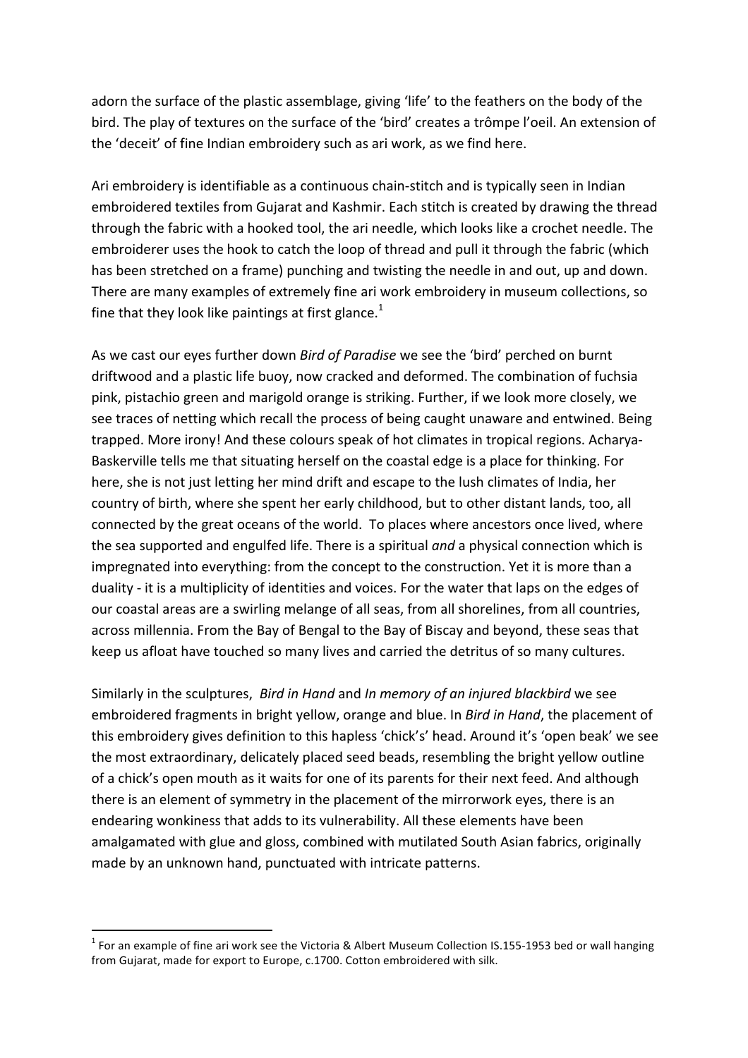adorn the surface of the plastic assemblage, giving 'life' to the feathers on the body of the bird. The play of textures on the surface of the 'bird' creates a trômpe l'oeil. An extension of the 'deceit' of fine Indian embroidery such as ari work, as we find here.

Ari embroidery is identifiable as a continuous chain-stitch and is typically seen in Indian embroidered textiles from Gujarat and Kashmir. Each stitch is created by drawing the thread through the fabric with a hooked tool, the ari needle, which looks like a crochet needle. The embroiderer uses the hook to catch the loop of thread and pull it through the fabric (which has been stretched on a frame) punching and twisting the needle in and out, up and down. There are many examples of extremely fine ari work embroidery in museum collections, so fine that they look like paintings at first glance.[1]

As we cast our eyes further down *Bird of Paradise* we see the 'bird' perched on burnt driftwood and a plastic life buoy, now cracked and deformed. The combination of fuchsia pink, pistachio green and marigold orange is striking. Further, if we look more closely, we see traces of netting which recall the process of being caught unaware and entwined. Being trapped. More irony! And these colours speak of hot climates in tropical regions. Acharya-Baskerville tells me that situating herself on the coastal edge is a place for thinking. For here, she is not just letting her mind drift and escape to the lush climates of India, her country of birth, where she spent her early childhood, but to other distant lands, too, all connected by the great oceans of the world. To places where ancestors once lived, where the sea supported and engulfed life. There is a spiritual *and* a physical connection which is impregnated into everything: from the concept to the construction. Yet it is more than a duality - it is a multiplicity of identities and voices. For the water that laps on the edges of our coastal areas are a swirling melange of all seas, from all shorelines, from all countries, across millennia. From the Bay of Bengal to the Bay of Biscay and beyond, these seas that keep us afloat have touched so many lives and carried the detritus of so many cultures.

Similarly in the sculptures, *Bird in Hand* and *In memory of an injured blackbird* we see embroidered fragments in bright yellow, orange and blue. In *Bird in Hand*, the placement of this embroidery gives definition to this hapless 'chick's' head. Around it's 'open beak' we see the most extraordinary, delicately placed seed beads, resembling the bright yellow outline of a chick's open mouth as it waits for one of its parents for their next feed. And although there is an element of symmetry in the placement of the mirrorwork eyes, there is an endearing wonkiness that adds to its vulnerability. All these elements have been amalgamated with glue and gloss, combined with mutilated South Asian fabrics, originally made by an unknown hand, punctuated with intricate patterns.

---

[1] For an example of fine ari work see the Victoria & Albert Museum Collection IS.155-1953 bed or wall hanging from Gujarat, made for export to Europe, c.1700. Cotton embroidered with silk.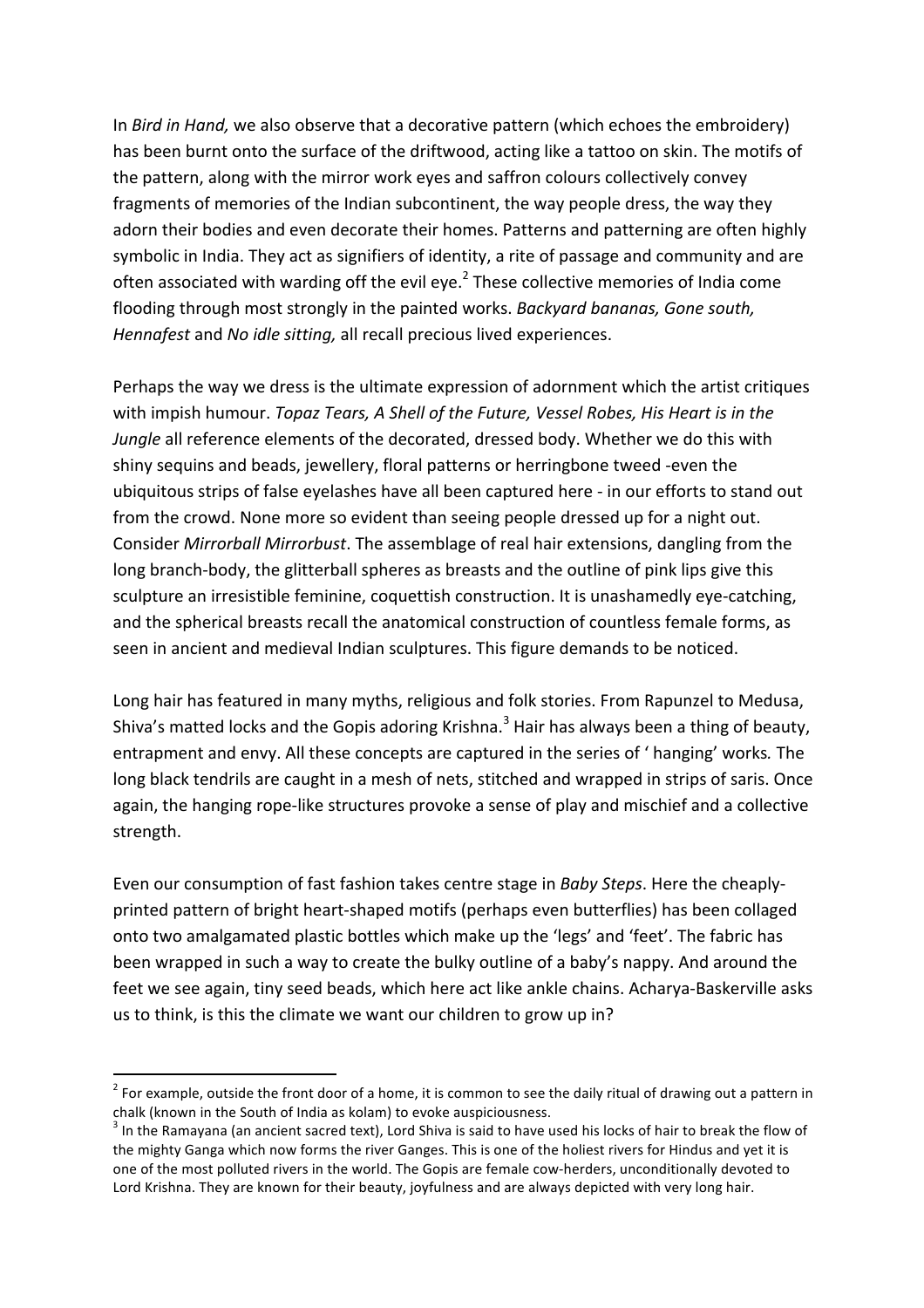In *Bird in Hand,* we also observe that a decorative pattern (which echoes the embroidery) has been burnt onto the surface of the driftwood, acting like a tattoo on skin. The motifs of the pattern, along with the mirror work eyes and saffron colours collectively convey fragments of memories of the Indian subcontinent, the way people dress, the way they adorn their bodies and even decorate their homes. Patterns and patterning are often highly symbolic in India. They act as signifiers of identity, a rite of passage and community and are often associated with warding off the evil eye.[2] These collective memories of India come flooding through most strongly in the painted works. *Backyard bananas, Gone south, Hennafest* and *No idle sitting,* all recall precious lived experiences.

Perhaps the way we dress is the ultimate expression of adornment which the artist critiques with impish humour. *Topaz Tears, A Shell of the Future, Vessel Robes, His Heart is in the Jungle* all reference elements of the decorated, dressed body. Whether we do this with shiny sequins and beads, jewellery, floral patterns or herringbone tweed -even the ubiquitous strips of false eyelashes have all been captured here - in our efforts to stand out from the crowd. None more so evident than seeing people dressed up for a night out. Consider *Mirrorball Mirrorbust*. The assemblage of real hair extensions, dangling from the long branch-body, the glitterball spheres as breasts and the outline of pink lips give this sculpture an irresistible feminine, coquettish construction. It is unashamedly eye-catching, and the spherical breasts recall the anatomical construction of countless female forms, as seen in ancient and medieval Indian sculptures. This figure demands to be noticed.

Long hair has featured in many myths, religious and folk stories. From Rapunzel to Medusa, Shiva's matted locks and the Gopis adoring Krishna.[3] Hair has always been a thing of beauty, entrapment and envy. All these concepts are captured in the series of ' hanging' works. The long black tendrils are caught in a mesh of nets, stitched and wrapped in strips of saris. Once again, the hanging rope-like structures provoke a sense of play and mischief and a collective strength.

Even our consumption of fast fashion takes centre stage in *Baby Steps*. Here the cheaply-printed pattern of bright heart-shaped motifs (perhaps even butterflies) has been collaged onto two amalgamated plastic bottles which make up the 'legs' and 'feet'. The fabric has been wrapped in such a way to create the bulky outline of a baby's nappy. And around the feet we see again, tiny seed beads, which here act like ankle chains. Acharya-Baskerville asks us to think, is this the climate we want our children to grow up in?

---

[2] For example, outside the front door of a home, it is common to see the daily ritual of drawing out a pattern in chalk (known in the South of India as kolam) to evoke auspiciousness.

[3] In the Ramayana (an ancient sacred text), Lord Shiva is said to have used his locks of hair to break the flow of the mighty Ganga which now forms the river Ganges. This is one of the holiest rivers for Hindus and yet it is one of the most polluted rivers in the world. The Gopis are female cow-herders, unconditionally devoted to Lord Krishna. They are known for their beauty, joyfulness and are always depicted with very long hair.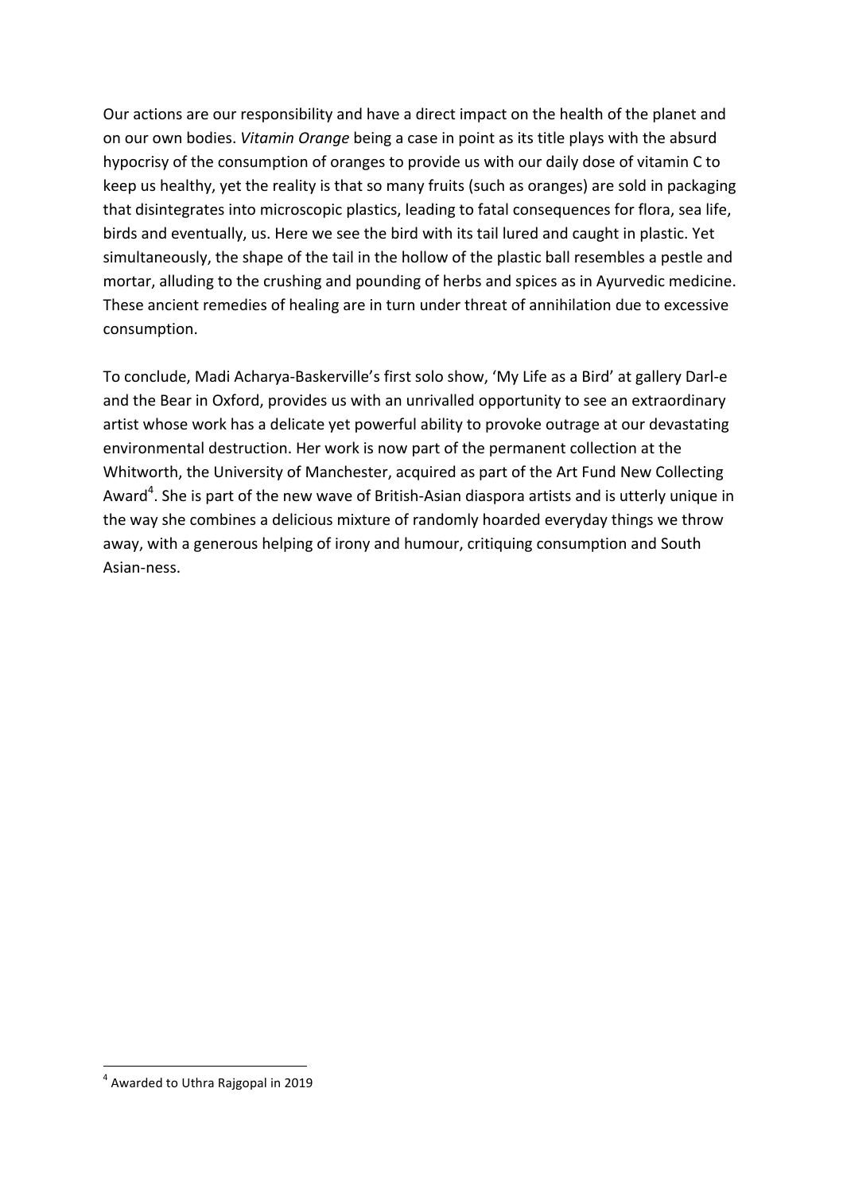Our actions are our responsibility and have a direct impact on the health of the planet and on our own bodies. *Vitamin Orange* being a case in point as its title plays with the absurd hypocrisy of the consumption of oranges to provide us with our daily dose of vitamin C to keep us healthy, yet the reality is that so many fruits (such as oranges) are sold in packaging that disintegrates into microscopic plastics, leading to fatal consequences for flora, sea life, birds and eventually, us. Here we see the bird with its tail lured and caught in plastic. Yet simultaneously, the shape of the tail in the hollow of the plastic ball resembles a pestle and mortar, alluding to the crushing and pounding of herbs and spices as in Ayurvedic medicine. These ancient remedies of healing are in turn under threat of annihilation due to excessive consumption.

To conclude, Madi Acharya-Baskerville's first solo show, 'My Life as a Bird' at gallery Darl-e and the Bear in Oxford, provides us with an unrivalled opportunity to see an extraordinary artist whose work has a delicate yet powerful ability to provoke outrage at our devastating environmental destruction. Her work is now part of the permanent collection at the Whitworth, the University of Manchester, acquired as part of the Art Fund New Collecting Award[4]. She is part of the new wave of British-Asian diaspora artists and is utterly unique in the way she combines a delicious mixture of randomly hoarded everyday things we throw away, with a generous helping of irony and humour, critiquing consumption and South Asian-ness.

---

[4] Awarded to Uthra Rajgopal in 2019